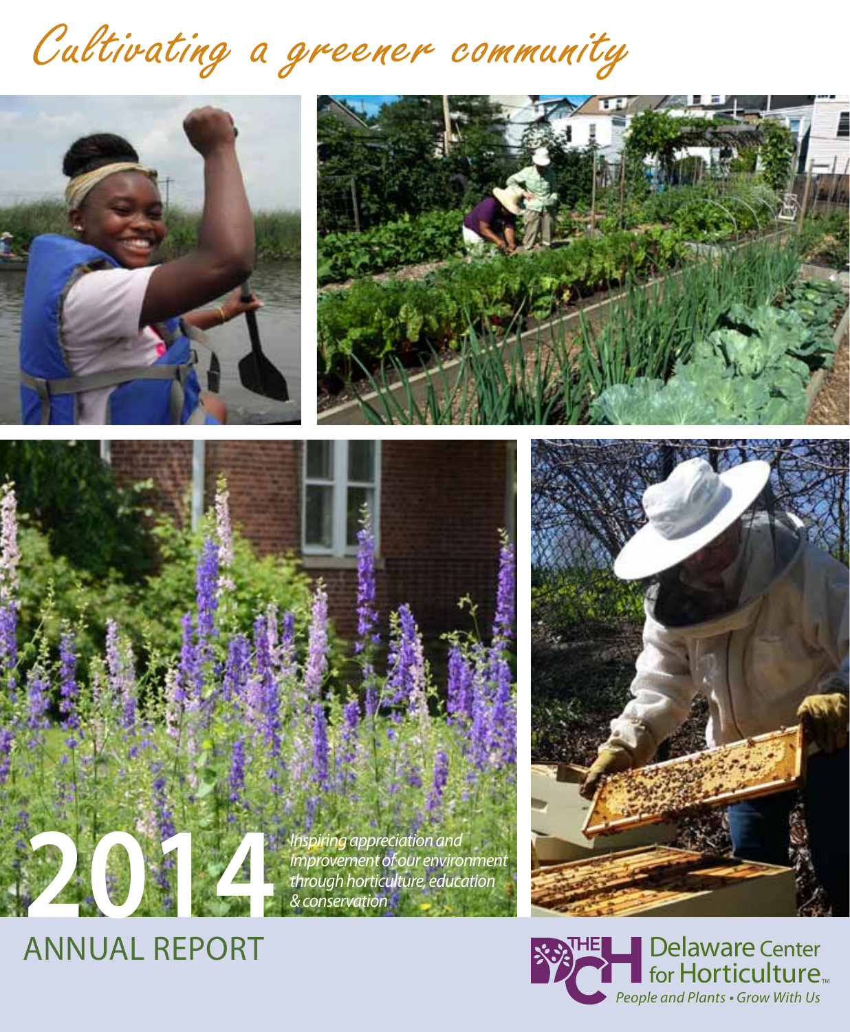# Cultivating a greener community

# 2014

*Inspiring appreciation and improvement of our environment through horticulture, education & conservation*

## ANNUAL REPORT

THE DCH Delaware Center for Horticulture™

*People and Plants • Grow With Us*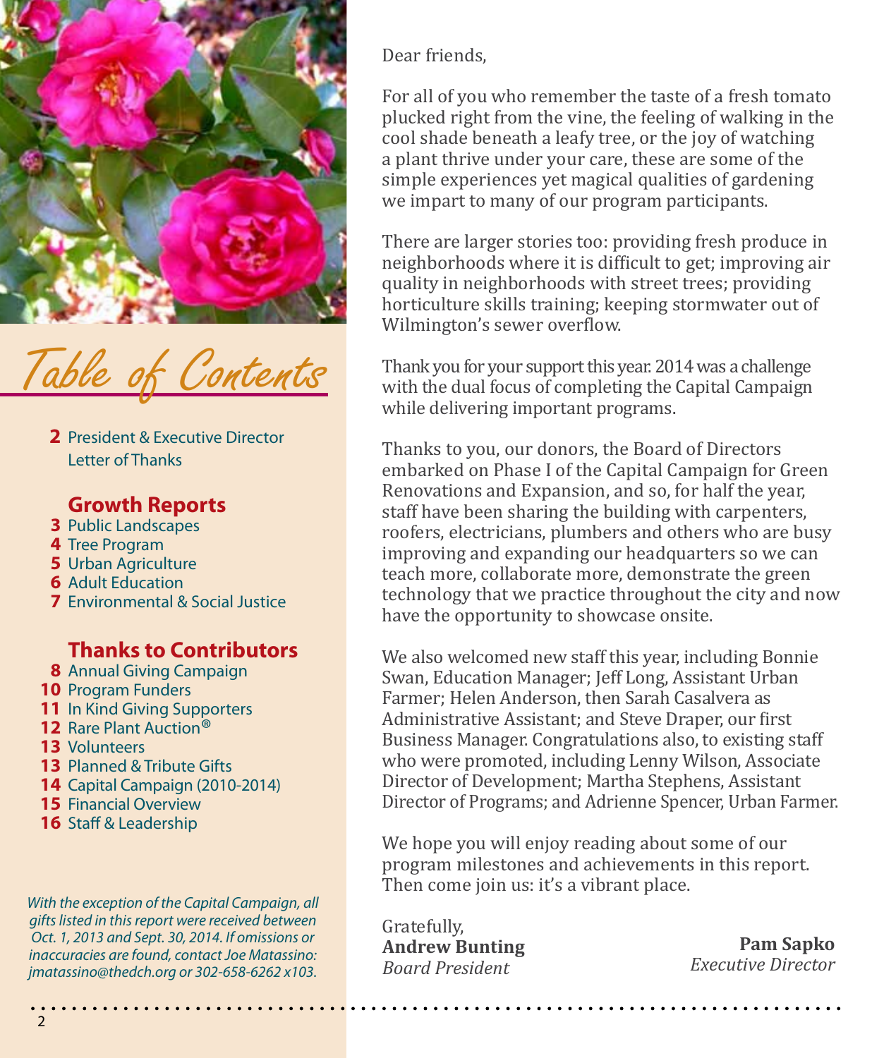# Table of Contents

**2** President & Executive Director Letter of Thanks

## Growth Reports

**3** Public Landscapes
**4** Tree Program
**5** Urban Agriculture
**6** Adult Education
**7** Environmental & Social Justice

## Thanks to Contributors

**8** Annual Giving Campaign
**10** Program Funders
**11** In Kind Giving Supporters
**12** Rare Plant Auction®
**13** Volunteers
**13** Planned & Tribute Gifts
**14** Capital Campaign (2010-2014)
**15** Financial Overview
**16** Staff & Leadership

*With the exception of the Capital Campaign, all gifts listed in this report were received between Oct. 1, 2013 and Sept. 30, 2014. If omissions or inaccuracies are found, contact Joe Matassino: jmatassino@thedch.org or 302-658-6262 x103.*

Dear friends,

For all of you who remember the taste of a fresh tomato plucked right from the vine, the feeling of walking in the cool shade beneath a leafy tree, or the joy of watching a plant thrive under your care, these are some of the simple experiences yet magical qualities of gardening we impart to many of our program participants.

There are larger stories too: providing fresh produce in neighborhoods where it is difficult to get; improving air quality in neighborhoods with street trees; providing horticulture skills training; keeping stormwater out of Wilmington's sewer overflow.

Thank you for your support this year. 2014 was a challenge with the dual focus of completing the Capital Campaign while delivering important programs.

Thanks to you, our donors, the Board of Directors embarked on Phase I of the Capital Campaign for Green Renovations and Expansion, and so, for half the year, staff have been sharing the building with carpenters, roofers, electricians, plumbers and others who are busy improving and expanding our headquarters so we can teach more, collaborate more, demonstrate the green technology that we practice throughout the city and now have the opportunity to showcase onsite.

We also welcomed new staff this year, including Bonnie Swan, Education Manager; Jeff Long, Assistant Urban Farmer; Helen Anderson, then Sarah Casalvera as Administrative Assistant; and Steve Draper, our first Business Manager. Congratulations also, to existing staff who were promoted, including Lenny Wilson, Associate Director of Development; Martha Stephens, Assistant Director of Programs; and Adrienne Spencer, Urban Farmer.

We hope you will enjoy reading about some of our program milestones and achievements in this report. Then come join us: it's a vibrant place.

Gratefully,

**Andrew Bunting**
*Board President*

**Pam Sapko**
*Executive Director*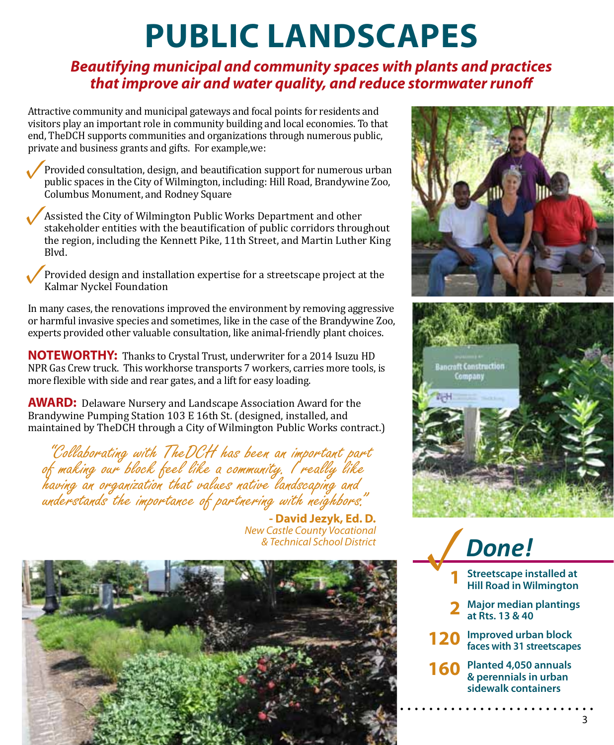# PUBLIC LANDSCAPES

***Beautifying municipal and community spaces with plants and practices that improve air and water quality, and reduce stormwater runoff***

Attractive community and municipal gateways and focal points for residents and visitors play an important role in community building and local economies. To that end, TheDCH supports communities and organizations through numerous public, private and business grants and gifts. For example,we:

- ✓ Provided consultation, design, and beautification support for numerous urban public spaces in the City of Wilmington, including: Hill Road, Brandywine Zoo, Columbus Monument, and Rodney Square
- ✓ Assisted the City of Wilmington Public Works Department and other stakeholder entities with the beautification of public corridors throughout the region, including the Kennett Pike, 11th Street, and Martin Luther King Blvd.
- ✓ Provided design and installation expertise for a streetscape project at the Kalmar Nyckel Foundation

In many cases, the renovations improved the environment by removing aggressive or harmful invasive species and sometimes, like in the case of the Brandywine Zoo, experts provided other valuable consultation, like animal-friendly plant choices.

**NOTEWORTHY:** Thanks to Crystal Trust, underwriter for a 2014 Isuzu HD NPR Gas Crew truck. This workhorse transports 7 workers, carries more tools, is more flexible with side and rear gates, and a lift for easy loading.

**AWARD:** Delaware Nursery and Landscape Association Award for the Brandywine Pumping Station 103 E 16th St. (designed, installed, and maintained by TheDCH through a City of Wilmington Public Works contract.)

> *"Collaborating with TheDCH has been an important part of making our block feel like a community. I really like having an organization that values native landscaping and understands the importance of partnering with neighbors."*
>
> **- David Jezyk, Ed. D.**
> *New Castle County Vocational & Technical School District*

## ✓ Done!

- **1** Streetscape installed at Hill Road in Wilmington
- **2** Major median plantings at Rts. 13 & 40
- **120** Improved urban block faces with 31 streetscapes
- **160** Planted 4,050 annuals & perennials in urban sidewalk containers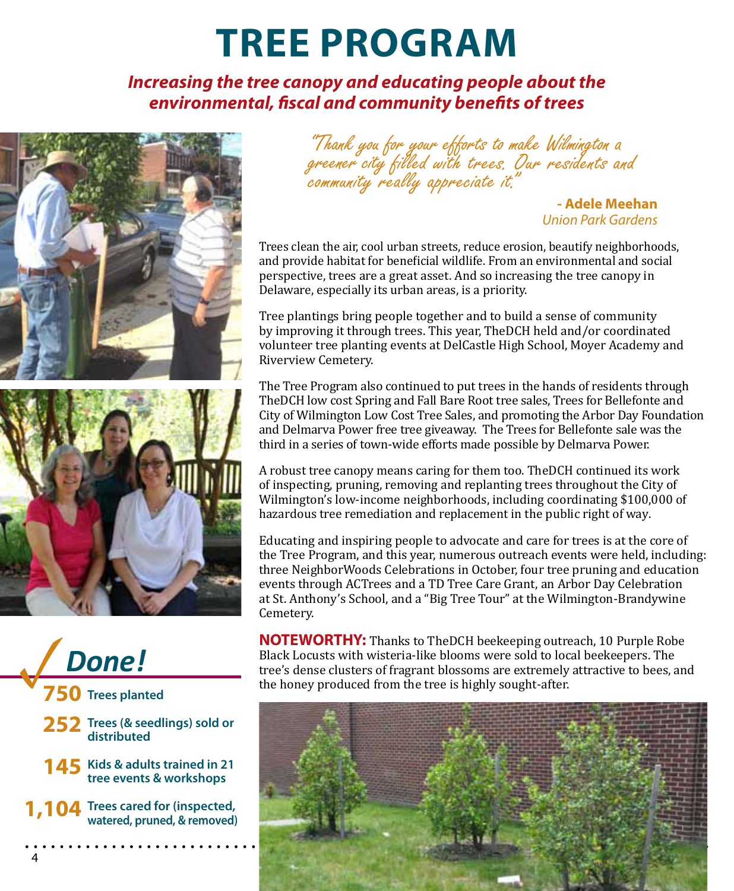# TREE PROGRAM

***Increasing the tree canopy and educating people about the environmental, fiscal and community benefits of trees***

*"Thank you for your efforts to make Wilmington a greener city filled with trees. Our residents and community really appreciate it."*

**- Adele Meehan**
*Union Park Gardens*

Trees clean the air, cool urban streets, reduce erosion, beautify neighborhoods, and provide habitat for beneficial wildlife. From an environmental and social perspective, trees are a great asset. And so increasing the tree canopy in Delaware, especially its urban areas, is a priority.

Tree plantings bring people together and to build a sense of community by improving it through trees. This year, TheDCH held and/or coordinated volunteer tree planting events at DelCastle High School, Moyer Academy and Riverview Cemetery.

The Tree Program also continued to put trees in the hands of residents through TheDCH low cost Spring and Fall Bare Root tree sales, Trees for Bellefonte and City of Wilmington Low Cost Tree Sales, and promoting the Arbor Day Foundation and Delmarva Power free tree giveaway. The Trees for Bellefonte sale was the third in a series of town-wide efforts made possible by Delmarva Power.

A robust tree canopy means caring for them too. TheDCH continued its work of inspecting, pruning, removing and replanting trees throughout the City of Wilmington's low-income neighborhoods, including coordinating $100,000 of hazardous tree remediation and replacement in the public right of way.

Educating and inspiring people to advocate and care for trees is at the core of the Tree Program, and this year, numerous outreach events were held, including: three NeighborWoods Celebrations in October, four tree pruning and education events through ACTrees and a TD Tree Care Grant, an Arbor Day Celebration at St. Anthony's School, and a "Big Tree Tour" at the Wilmington-Brandywine Cemetery.

**NOTEWORTHY:** Thanks to TheDCH beekeeping outreach, 10 Purple Robe Black Locusts with wisteria-like blooms were sold to local beekeepers. The tree's dense clusters of fragrant blossoms are extremely attractive to bees, and the honey produced from the tree is highly sought-after.

## Done!

- **750** Trees planted
- **252** Trees (& seedlings) sold or distributed
- **145** Kids & adults trained in 21 tree events & workshops
- **1,104** Trees cared for (inspected, watered, pruned, & removed)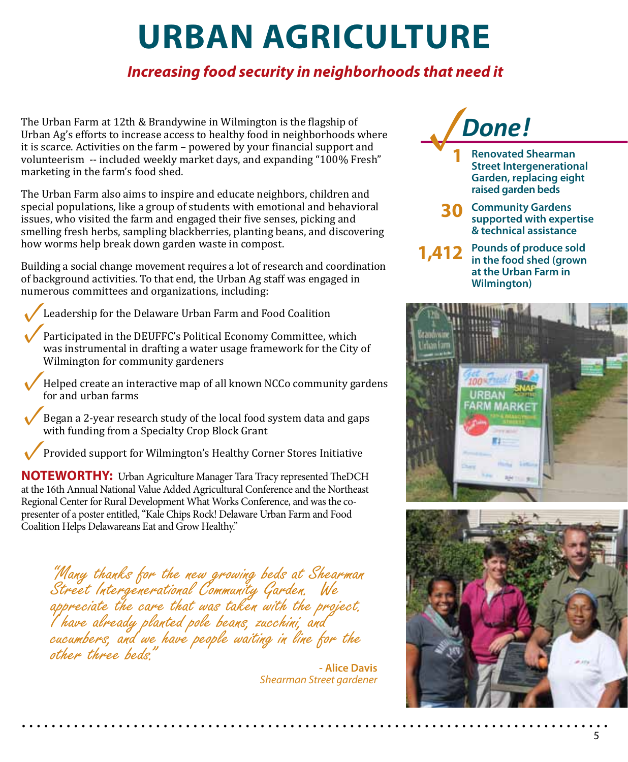# URBAN AGRICULTURE

***Increasing food security in neighborhoods that need it***

The Urban Farm at 12th & Brandywine in Wilmington is the flagship of Urban Ag's efforts to increase access to healthy food in neighborhoods where it is scarce. Activities on the farm – powered by your financial support and volunteerism -- included weekly market days, and expanding "100% Fresh" marketing in the farm's food shed.

The Urban Farm also aims to inspire and educate neighbors, children and special populations, like a group of students with emotional and behavioral issues, who visited the farm and engaged their five senses, picking and smelling fresh herbs, sampling blackberries, planting beans, and discovering how worms help break down garden waste in compost.

Building a social change movement requires a lot of research and coordination of background activities. To that end, the Urban Ag staff was engaged in numerous committees and organizations, including:

- ✓ Leadership for the Delaware Urban Farm and Food Coalition
- ✓ Participated in the DEUFFC's Political Economy Committee, which was instrumental in drafting a water usage framework for the City of Wilmington for community gardeners
- ✓ Helped create an interactive map of all known NCCo community gardens for and urban farms
- ✓ Began a 2-year research study of the local food system data and gaps with funding from a Specialty Crop Block Grant
- ✓ Provided support for Wilmington's Healthy Corner Stores Initiative

**NOTEWORTHY:** Urban Agriculture Manager Tara Tracy represented TheDCH at the 16th Annual National Value Added Agricultural Conference and the Northeast Regional Center for Rural Development What Works Conference, and was the co-presenter of a poster entitled, "Kale Chips Rock! Delaware Urban Farm and Food Coalition Helps Delawareans Eat and Grow Healthy."

*"Many thanks for the new growing beds at Shearman Street Intergenerational Community Garden. We appreciate the care that was taken with the project. I have already planted pole beans, zucchini, and cucumbers, and we have people waiting in line for the other three beds."*

**- Alice Davis**
*Shearman Street gardener*

## ✓ Done!

- **1** Renovated Shearman Street Intergenerational Garden, replacing eight raised garden beds
- **30** Community Gardens supported with expertise & technical assistance
- **1,412** Pounds of produce sold in the food shed (grown at the Urban Farm in Wilmington)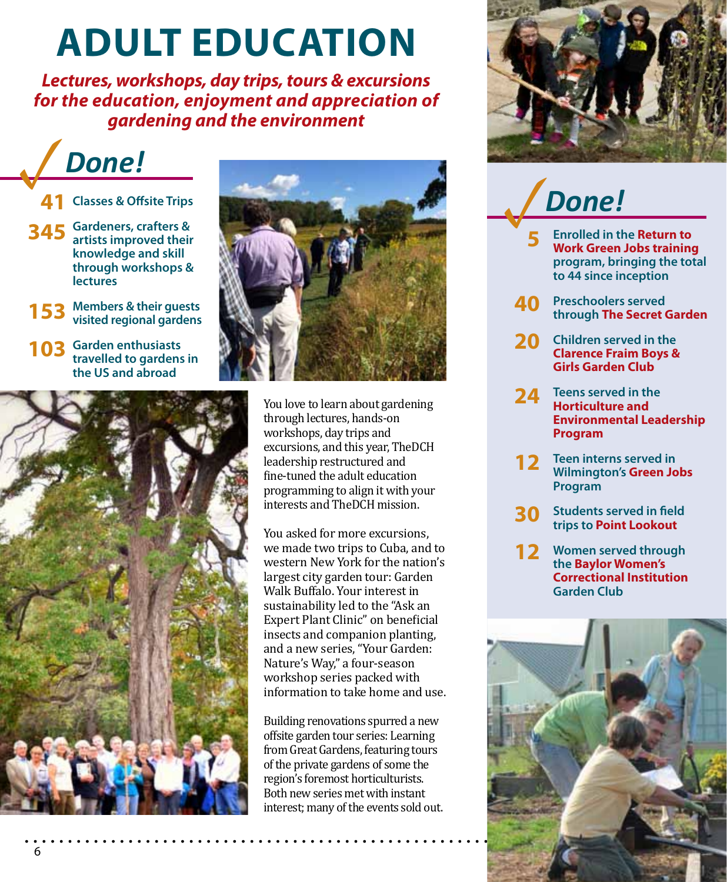# ADULT EDUCATION

***Lectures, workshops, day trips, tours & excursions for the education, enjoyment and appreciation of gardening and the environment***

## Done!

- **41** Classes & Offsite Trips
- **345** Gardeners, crafters & artists improved their knowledge and skill through workshops & lectures
- **153** Members & their guests visited regional gardens
- **103** Garden enthusiasts travelled to gardens in the US and abroad

You love to learn about gardening through lectures, hands-on workshops, day trips and excursions, and this year, TheDCH leadership restructured and fine-tuned the adult education programming to align it with your interests and TheDCH mission.

You asked for more excursions, we made two trips to Cuba, and to western New York for the nation's largest city garden tour: Garden Walk Buffalo. Your interest in sustainability led to the "Ask an Expert Plant Clinic" on beneficial insects and companion planting, and a new series, "Your Garden: Nature's Way," a four-season workshop series packed with information to take home and use.

Building renovations spurred a new offsite garden tour series: Learning from Great Gardens, featuring tours of the private gardens of some the region's foremost horticulturists. Both new series met with instant interest; many of the events sold out.

## Done!

- **5** Enrolled in the **Return to Work Green Jobs training** program, bringing the total to 44 since inception
- **40** Preschoolers served through **The Secret Garden**
- **20** Children served in the **Clarence Fraim Boys & Girls Garden Club**
- **24** Teens served in the **Horticulture and Environmental Leadership Program**
- **12** Teen interns served in Wilmington's **Green Jobs** Program
- **30** Students served in field trips to **Point Lookout**
- **12** Women served through the **Baylor Women's Correctional Institution** Garden Club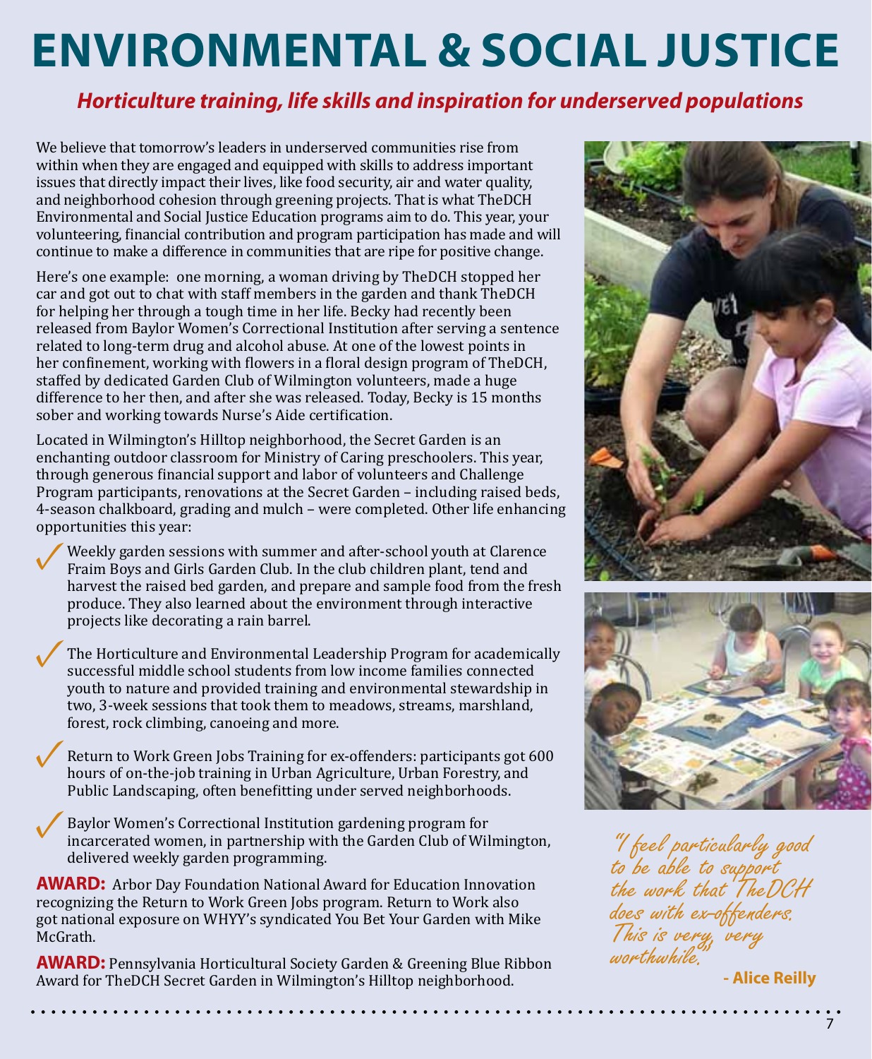# ENVIRONMENTAL & SOCIAL JUSTICE

***Horticulture training, life skills and inspiration for underserved populations***

We believe that tomorrow's leaders in underserved communities rise from within when they are engaged and equipped with skills to address important issues that directly impact their lives, like food security, air and water quality, and neighborhood cohesion through greening projects. That is what TheDCH Environmental and Social Justice Education programs aim to do. This year, your volunteering, financial contribution and program participation has made and will continue to make a difference in communities that are ripe for positive change.

Here's one example: one morning, a woman driving by TheDCH stopped her car and got out to chat with staff members in the garden and thank TheDCH for helping her through a tough time in her life. Becky had recently been released from Baylor Women's Correctional Institution after serving a sentence related to long-term drug and alcohol abuse. At one of the lowest points in her confinement, working with flowers in a floral design program of TheDCH, staffed by dedicated Garden Club of Wilmington volunteers, made a huge difference to her then, and after she was released. Today, Becky is 15 months sober and working towards Nurse's Aide certification.

Located in Wilmington's Hilltop neighborhood, the Secret Garden is an enchanting outdoor classroom for Ministry of Caring preschoolers. This year, through generous financial support and labor of volunteers and Challenge Program participants, renovations at the Secret Garden – including raised beds, 4-season chalkboard, grading and mulch – were completed. Other life enhancing opportunities this year:

- ✓ Weekly garden sessions with summer and after-school youth at Clarence Fraim Boys and Girls Garden Club. In the club children plant, tend and harvest the raised bed garden, and prepare and sample food from the fresh produce. They also learned about the environment through interactive projects like decorating a rain barrel.
- ✓ The Horticulture and Environmental Leadership Program for academically successful middle school students from low income families connected youth to nature and provided training and environmental stewardship in two, 3-week sessions that took them to meadows, streams, marshland, forest, rock climbing, canoeing and more.
- ✓ Return to Work Green Jobs Training for ex-offenders: participants got 600 hours of on-the-job training in Urban Agriculture, Urban Forestry, and Public Landscaping, often benefitting under served neighborhoods.
- ✓ Baylor Women's Correctional Institution gardening program for incarcerated women, in partnership with the Garden Club of Wilmington, delivered weekly garden programming.

**AWARD:** Arbor Day Foundation National Award for Education Innovation recognizing the Return to Work Green Jobs program. Return to Work also got national exposure on WHYY's syndicated You Bet Your Garden with Mike McGrath.

**AWARD:** Pennsylvania Horticultural Society Garden & Greening Blue Ribbon Award for TheDCH Secret Garden in Wilmington's Hilltop neighborhood.

*"I feel particularly good to be able to support the work that TheDCH does with ex-offenders. This is very, very worthwhile."*

**- Alice Reilly**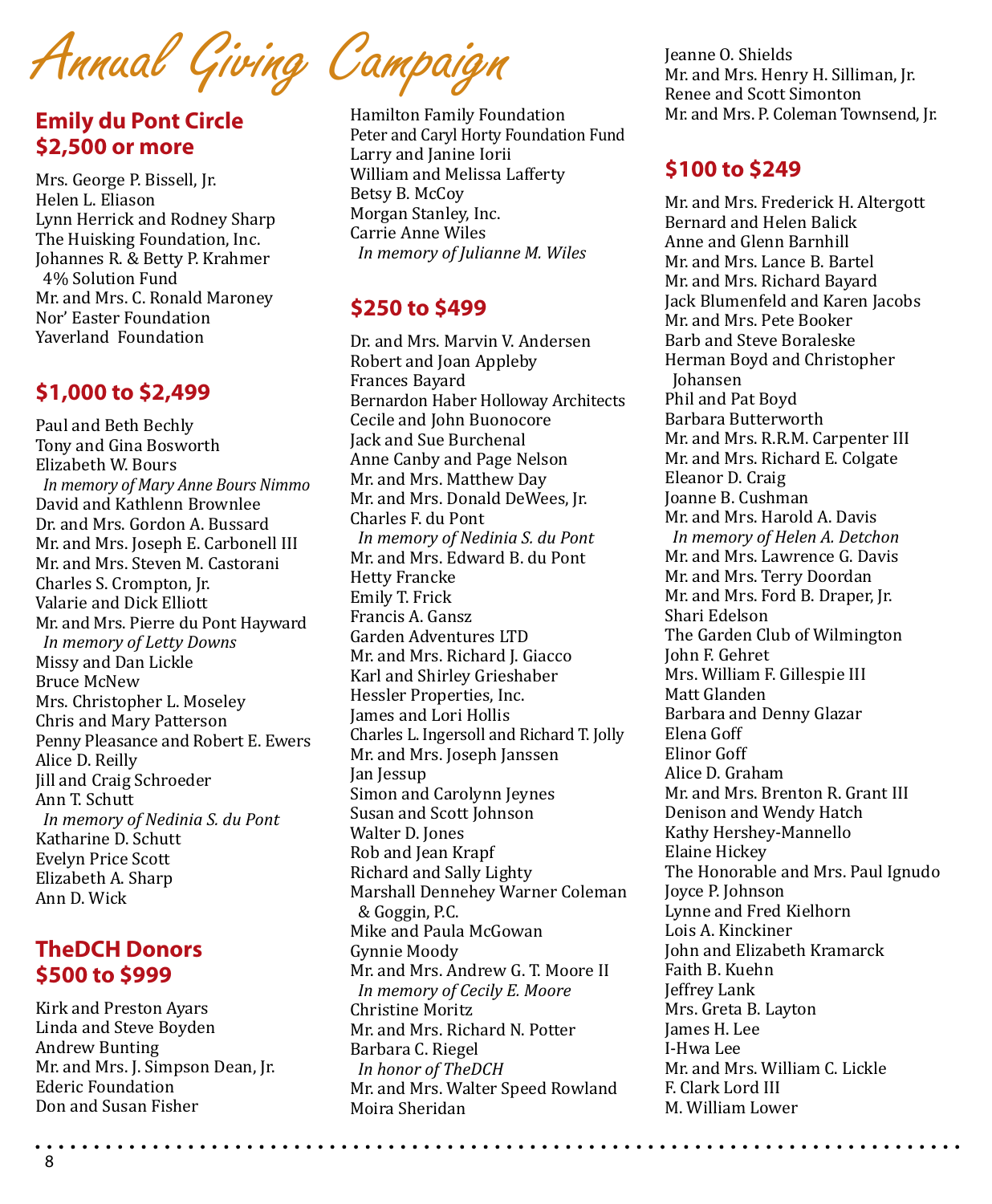# Annual Giving Campaign

## Emily du Pont Circle $2,500 or more

Mrs. George P. Bissell, Jr.
Helen L. Eliason
Lynn Herrick and Rodney Sharp
The Huisking Foundation, Inc.
Johannes R. & Betty P. Krahmer 4% Solution Fund
Mr. and Mrs. C. Ronald Maroney
Nor' Easter Foundation
Yaverland Foundation

## $1,000 to $2,499

Paul and Beth Bechly
Tony and Gina Bosworth
Elizabeth W. Bours
*In memory of Mary Anne Bours Nimmo*
David and Kathlenn Brownlee
Dr. and Mrs. Gordon A. Bussard
Mr. and Mrs. Joseph E. Carbonell III
Mr. and Mrs. Steven M. Castorani
Charles S. Crompton, Jr.
Valarie and Dick Elliott
Mr. and Mrs. Pierre du Pont Hayward
*In memory of Letty Downs*
Missy and Dan Lickle
Bruce McNew
Mrs. Christopher L. Moseley
Chris and Mary Patterson
Penny Pleasance and Robert E. Ewers
Alice D. Reilly
Jill and Craig Schroeder
Ann T. Schutt
*In memory of Nedinia S. du Pont*
Katharine D. Schutt
Evelyn Price Scott
Elizabeth A. Sharp
Ann D. Wick

## TheDCH Donors $500 to $999

Kirk and Preston Ayars
Linda and Steve Boyden
Andrew Bunting
Mr. and Mrs. J. Simpson Dean, Jr.
Ederic Foundation
Don and Susan Fisher
Hamilton Family Foundation
Peter and Caryl Horty Foundation Fund
Larry and Janine Iorii
William and Melissa Lafferty
Betsy B. McCoy
Morgan Stanley, Inc.
Carrie Anne Wiles
*In memory of Julianne M. Wiles*

## $250 to $499

Dr. and Mrs. Marvin V. Andersen
Robert and Joan Appleby
Frances Bayard
Bernardon Haber Holloway Architects
Cecile and John Buonocore
Jack and Sue Burchenal
Anne Canby and Page Nelson
Mr. and Mrs. Matthew Day
Mr. and Mrs. Donald DeWees, Jr.
Charles F. du Pont
*In memory of Nedinia S. du Pont*
Mr. and Mrs. Edward B. du Pont
Hetty Francke
Emily T. Frick
Francis A. Gansz
Garden Adventures LTD
Mr. and Mrs. Richard J. Giacco
Karl and Shirley Grieshaber
Hessler Properties, Inc.
James and Lori Hollis
Charles L. Ingersoll and Richard T. Jolly
Mr. and Mrs. Joseph Janssen
Jan Jessup
Simon and Carolynn Jeynes
Susan and Scott Johnson
Walter D. Jones
Rob and Jean Krapf
Richard and Sally Lighty
Marshall Dennehey Warner Coleman & Goggin, P.C.
Mike and Paula McGowan
Gynnie Moody
Mr. and Mrs. Andrew G. T. Moore II
*In memory of Cecily E. Moore*
Christine Moritz
Mr. and Mrs. Richard N. Potter
Barbara C. Riegel
*In honor of TheDCH*
Mr. and Mrs. Walter Speed Rowland
Moira Sheridan
Jeanne O. Shields
Mr. and Mrs. Henry H. Silliman, Jr.
Renee and Scott Simonton
Mr. and Mrs. P. Coleman Townsend, Jr.

## $100 to $249

Mr. and Mrs. Frederick H. Altergott
Bernard and Helen Balick
Anne and Glenn Barnhill
Mr. and Mrs. Lance B. Bartel
Mr. and Mrs. Richard Bayard
Jack Blumenfeld and Karen Jacobs
Mr. and Mrs. Pete Booker
Barb and Steve Boraleske
Herman Boyd and Christopher Johansen
Phil and Pat Boyd
Barbara Butterworth
Mr. and Mrs. R.R.M. Carpenter III
Mr. and Mrs. Richard E. Colgate
Eleanor D. Craig
Joanne B. Cushman
Mr. and Mrs. Harold A. Davis
*In memory of Helen A. Detchon*
Mr. and Mrs. Lawrence G. Davis
Mr. and Mrs. Terry Doordan
Mr. and Mrs. Ford B. Draper, Jr.
Shari Edelson
The Garden Club of Wilmington
John F. Gehret
Mrs. William F. Gillespie III
Matt Glanden
Barbara and Denny Glazar
Elena Goff
Elinor Goff
Alice D. Graham
Mr. and Mrs. Brenton R. Grant III
Denison and Wendy Hatch
Kathy Hershey-Mannello
Elaine Hickey
The Honorable and Mrs. Paul Ignudo
Joyce P. Johnson
Lynne and Fred Kielhorn
Lois A. Kinckiner
John and Elizabeth Kramarck
Faith B. Kuehn
Jeffrey Lank
Mrs. Greta B. Layton
James H. Lee
I-Hwa Lee
Mr. and Mrs. William C. Lickle
F. Clark Lord III
M. William Lower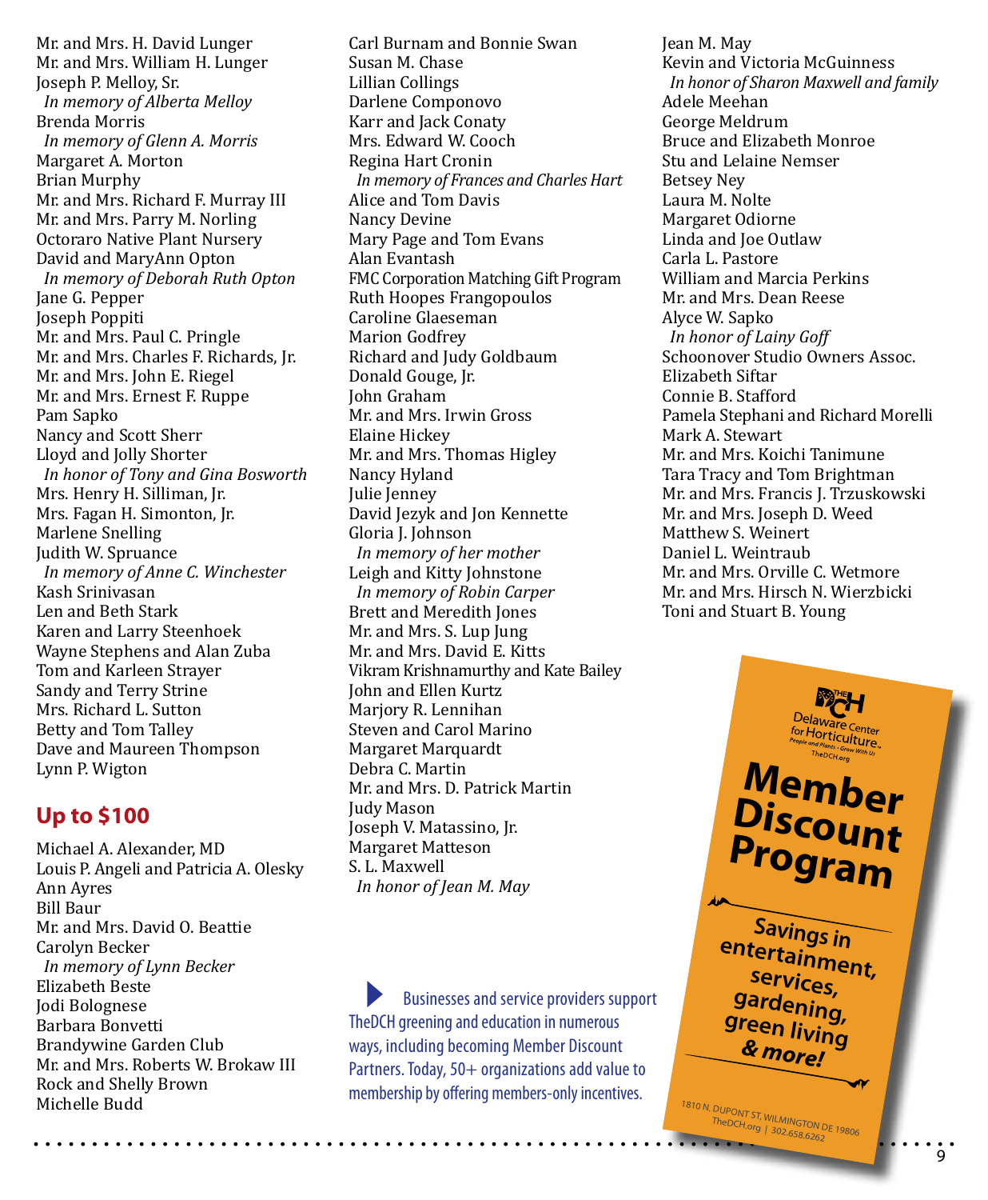Mr. and Mrs. H. David Lunger
Mr. and Mrs. William H. Lunger
Joseph P. Melloy, Sr.
*In memory of Alberta Melloy*
Brenda Morris
*In memory of Glenn A. Morris*
Margaret A. Morton
Brian Murphy
Mr. and Mrs. Richard F. Murray III
Mr. and Mrs. Parry M. Norling
Octoraro Native Plant Nursery
David and MaryAnn Opton
*In memory of Deborah Ruth Opton*
Jane G. Pepper
Joseph Poppiti
Mr. and Mrs. Paul C. Pringle
Mr. and Mrs. Charles F. Richards, Jr.
Mr. and Mrs. John E. Riegel
Mr. and Mrs. Ernest F. Ruppe
Pam Sapko
Nancy and Scott Sherr
Lloyd and Jolly Shorter
*In honor of Tony and Gina Bosworth*
Mrs. Henry H. Silliman, Jr.
Mrs. Fagan H. Simonton, Jr.
Marlene Snelling
Judith W. Spruance
*In memory of Anne C. Winchester*
Kash Srinivasan
Len and Beth Stark
Karen and Larry Steenhoek
Wayne Stephens and Alan Zuba
Tom and Karleen Strayer
Sandy and Terry Strine
Mrs. Richard L. Sutton
Betty and Tom Talley
Dave and Maureen Thompson
Lynn P. Wigton

## Up to $100

Michael A. Alexander, MD
Louis P. Angeli and Patricia A. Olesky
Ann Ayres
Bill Baur
Mr. and Mrs. David O. Beattie
Carolyn Becker
*In memory of Lynn Becker*
Elizabeth Beste
Jodi Bolognese
Barbara Bonvetti
Brandywine Garden Club
Mr. and Mrs. Roberts W. Brokaw III
Rock and Shelly Brown
Michelle Budd
Carl Burnam and Bonnie Swan
Susan M. Chase
Lillian Collings
Darlene Componovo
Karr and Jack Conaty
Mrs. Edward W. Cooch
Regina Hart Cronin
*In memory of Frances and Charles Hart*
Alice and Tom Davis
Nancy Devine
Mary Page and Tom Evans
Alan Evantash
FMC Corporation Matching Gift Program
Ruth Hoopes Frangopoulos
Caroline Glaeseman
Marion Godfrey
Richard and Judy Goldbaum
Donald Gouge, Jr.
John Graham
Mr. and Mrs. Irwin Gross
Elaine Hickey
Mr. and Mrs. Thomas Higley
Nancy Hyland
Julie Jenney
David Jezyk and Jon Kennette
Gloria J. Johnson
*In memory of her mother*
Leigh and Kitty Johnstone
*In memory of Robin Carper*
Brett and Meredith Jones
Mr. and Mrs. S. Lup Jung
Mr. and Mrs. David E. Kitts
Vikram Krishnamurthy and Kate Bailey
John and Ellen Kurtz
Marjory R. Lennihan
Steven and Carol Marino
Margaret Marquardt
Debra C. Martin
Mr. and Mrs. D. Patrick Martin
Judy Mason
Joseph V. Matassino, Jr.
Margaret Matteson
S. L. Maxwell
*In honor of Jean M. May*
Jean M. May
Kevin and Victoria McGuinness
*In honor of Sharon Maxwell and family*
Adele Meehan
George Meldrum
Bruce and Elizabeth Monroe
Stu and Lelaine Nemser
Betsey Ney
Laura M. Nolte
Margaret Odiorne
Linda and Joe Outlaw
Carla L. Pastore
William and Marcia Perkins
Mr. and Mrs. Dean Reese
Alyce W. Sapko
*In honor of Lainy Goff*
Schoonover Studio Owners Assoc.
Elizabeth Siftar
Connie B. Stafford
Pamela Stephani and Richard Morelli
Mark A. Stewart
Mr. and Mrs. Koichi Tanimune
Tara Tracy and Tom Brightman
Mr. and Mrs. Francis J. Trzuskowski
Mr. and Mrs. Joseph D. Weed
Matthew S. Weinert
Daniel L. Weintraub
Mr. and Mrs. Orville C. Wetmore
Mr. and Mrs. Hirsch N. Wierzbicki
Toni and Stuart B. Young

Businesses and service providers support TheDCH greening and education in numerous ways, including becoming Member Discount Partners. Today, 50+ organizations add value to membership by offering members-only incentives.

THE DCH Delaware Center for Horticulture. People and Plants · Grow With Us TheDCH.org

**Member Discount Program**

**Savings in entertainment, services, gardening, green living & more!**

1810 N. DUPONT ST, WILMINGTON DE 19806
TheDCH.org | 302.658.6262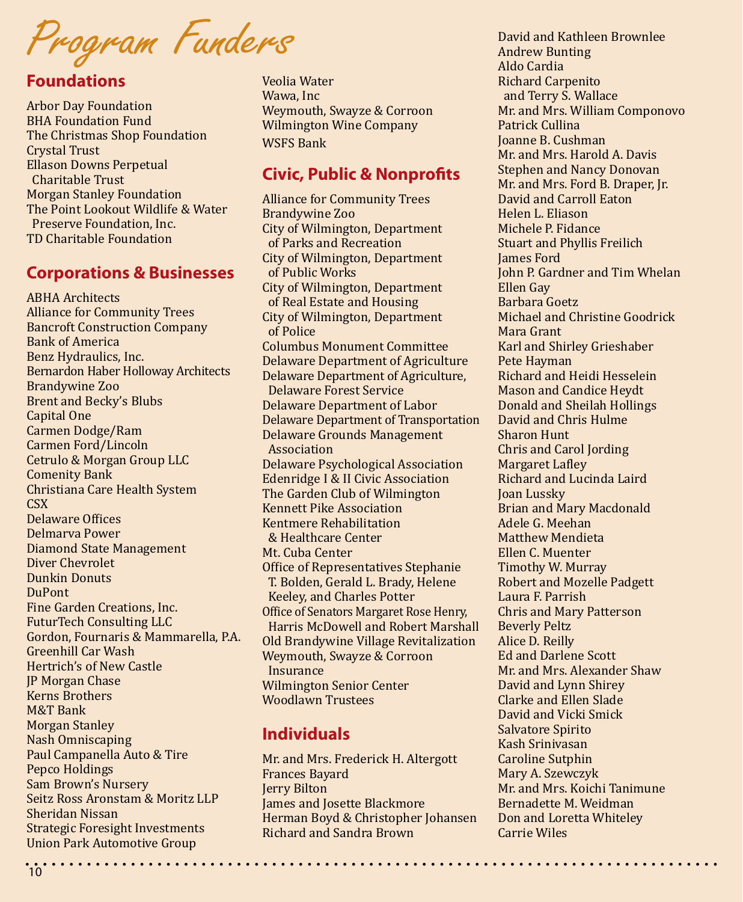# Program Funders

## Foundations

Arbor Day Foundation
BHA Foundation Fund
The Christmas Shop Foundation
Crystal Trust
Ellason Downs Perpetual Charitable Trust
Morgan Stanley Foundation
The Point Lookout Wildlife & Water Preserve Foundation, Inc.
TD Charitable Foundation

## Corporations & Businesses

ABHA Architects
Alliance for Community Trees
Bancroft Construction Company
Bank of America
Benz Hydraulics, Inc.
Bernardon Haber Holloway Architects
Brandywine Zoo
Brent and Becky's Blubs
Capital One
Carmen Dodge/Ram
Carmen Ford/Lincoln
Cetrulo & Morgan Group LLC
Comenity Bank
Christiana Care Health System
CSX
Delaware Offices
Delmarva Power
Diamond State Management
Diver Chevrolet
Dunkin Donuts
DuPont
Fine Garden Creations, Inc.
FuturTech Consulting LLC
Gordon, Fournaris & Mammarella, P.A.
Greenhill Car Wash
Hertrich's of New Castle
JP Morgan Chase
Kerns Brothers
M&T Bank
Morgan Stanley
Nash Omniscaping
Paul Campanella Auto & Tire
Pepco Holdings
Sam Brown's Nursery
Seitz Ross Aronstam & Moritz LLP
Sheridan Nissan
Strategic Foresight Investments
Union Park Automotive Group
Veolia Water
Wawa, Inc
Weymouth, Swayze & Corroon
Wilmington Wine Company
WSFS Bank

## Civic, Public & Nonprofits

Alliance for Community Trees
Brandywine Zoo
City of Wilmington, Department of Parks and Recreation
City of Wilmington, Department of Public Works
City of Wilmington, Department of Real Estate and Housing
City of Wilmington, Department of Police
Columbus Monument Committee
Delaware Department of Agriculture
Delaware Department of Agriculture, Delaware Forest Service
Delaware Department of Labor
Delaware Department of Transportation
Delaware Grounds Management Association
Delaware Psychological Association
Edenridge I & II Civic Association
The Garden Club of Wilmington
Kennett Pike Association
Kentmere Rehabilitation & Healthcare Center
Mt. Cuba Center
Office of Representatives Stephanie T. Bolden, Gerald L. Brady, Helene Keeley, and Charles Potter
Office of Senators Margaret Rose Henry, Harris McDowell and Robert Marshall
Old Brandywine Village Revitalization
Weymouth, Swayze & Corroon Insurance
Wilmington Senior Center
Woodlawn Trustees

## Individuals

Mr. and Mrs. Frederick H. Altergott
Frances Bayard
Jerry Bilton
James and Josette Blackmore
Herman Boyd & Christopher Johansen
Richard and Sandra Brown
David and Kathleen Brownlee
Andrew Bunting
Aldo Cardia
Richard Carpenito and Terry S. Wallace
Mr. and Mrs. William Componovo
Patrick Cullina
Joanne B. Cushman
Mr. and Mrs. Harold A. Davis
Stephen and Nancy Donovan
Mr. and Mrs. Ford B. Draper, Jr.
David and Carroll Eaton
Helen L. Eliason
Michele P. Fidance
Stuart and Phyllis Freilich
James Ford
John P. Gardner and Tim Whelan
Ellen Gay
Barbara Goetz
Michael and Christine Goodrick
Mara Grant
Karl and Shirley Grieshaber
Pete Hayman
Richard and Heidi Hesselein
Mason and Candice Heydt
Donald and Sheilah Hollings
David and Chris Hulme
Sharon Hunt
Chris and Carol Jording
Margaret Lafley
Richard and Lucinda Laird
Joan Lussky
Brian and Mary Macdonald
Adele G. Meehan
Matthew Mendieta
Ellen C. Muenter
Timothy W. Murray
Robert and Mozelle Padgett
Laura F. Parrish
Chris and Mary Patterson
Beverly Peltz
Alice D. Reilly
Ed and Darlene Scott
Mr. and Mrs. Alexander Shaw
David and Lynn Shirey
Clarke and Ellen Slade
David and Vicki Smick
Salvatore Spirito
Kash Srinivasan
Caroline Sutphin
Mary A. Szewczyk
Mr. and Mrs. Koichi Tanimune
Bernadette M. Weidman
Don and Loretta Whiteley
Carrie Wiles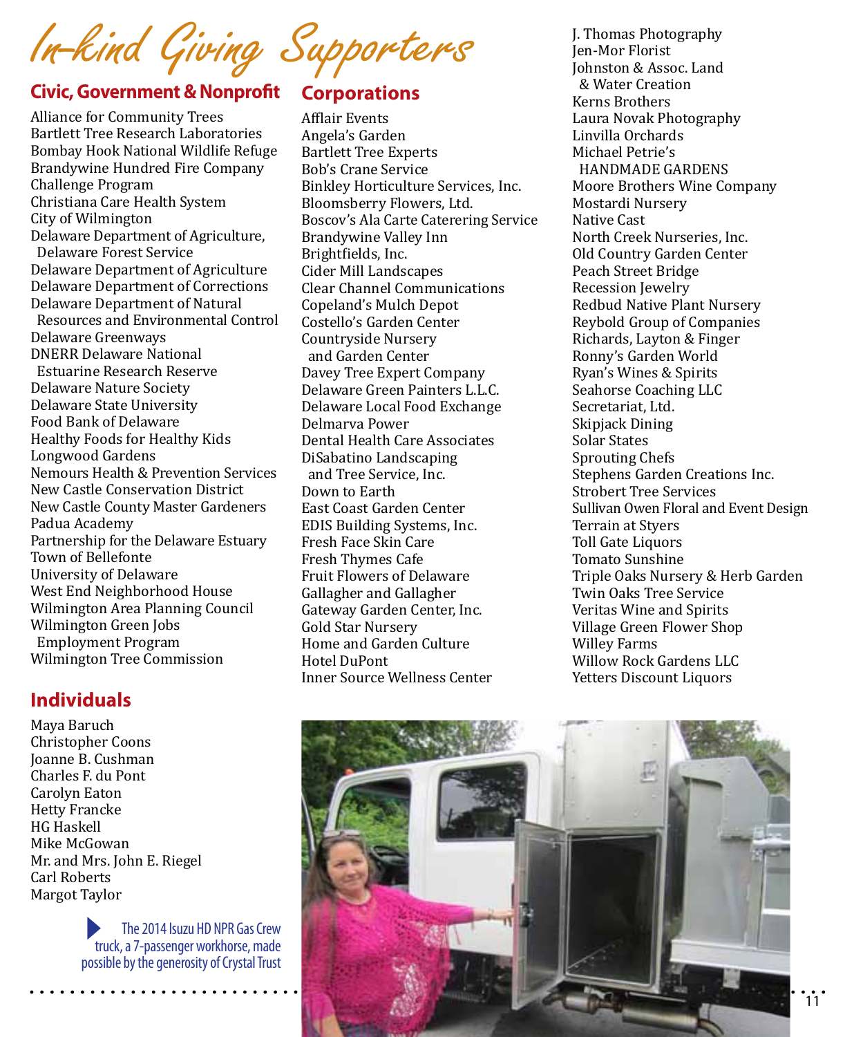# In-kind Giving Supporters

## Civic, Government & Nonprofit

Alliance for Community Trees
Bartlett Tree Research Laboratories
Bombay Hook National Wildlife Refuge
Brandywine Hundred Fire Company
Challenge Program
Christiana Care Health System
City of Wilmington
Delaware Department of Agriculture, Delaware Forest Service
Delaware Department of Agriculture
Delaware Department of Corrections
Delaware Department of Natural Resources and Environmental Control
Delaware Greenways
DNERR Delaware National Estuarine Research Reserve
Delaware Nature Society
Delaware State University
Food Bank of Delaware
Healthy Foods for Healthy Kids
Longwood Gardens
Nemours Health & Prevention Services
New Castle Conservation District
New Castle County Master Gardeners
Padua Academy
Partnership for the Delaware Estuary
Town of Bellefonte
University of Delaware
West End Neighborhood House
Wilmington Area Planning Council
Wilmington Green Jobs Employment Program
Wilmington Tree Commission

## Individuals

Maya Baruch
Christopher Coons
Joanne B. Cushman
Charles F. du Pont
Carolyn Eaton
Hetty Francke
HG Haskell
Mike McGowan
Mr. and Mrs. John E. Riegel
Carl Roberts
Margot Taylor

## Corporations

Afflair Events
Angela's Garden
Bartlett Tree Experts
Bob's Crane Service
Binkley Horticulture Services, Inc.
Bloomsberry Flowers, Ltd.
Boscov's Ala Carte Caterering Service
Brandywine Valley Inn
Brightfields, Inc.
Cider Mill Landscapes
Clear Channel Communications
Copeland's Mulch Depot
Costello's Garden Center
Countryside Nursery and Garden Center
Davey Tree Expert Company
Delaware Green Painters L.L.C.
Delaware Local Food Exchange
Delmarva Power
Dental Health Care Associates
DiSabatino Landscaping and Tree Service, Inc.
Down to Earth
East Coast Garden Center
EDIS Building Systems, Inc.
Fresh Face Skin Care
Fresh Thymes Cafe
Fruit Flowers of Delaware
Gallagher and Gallagher
Gateway Garden Center, Inc.
Gold Star Nursery
Home and Garden Culture
Hotel DuPont
Inner Source Wellness Center
J. Thomas Photography
Jen-Mor Florist
Johnston & Assoc. Land & Water Creation
Kerns Brothers
Laura Novak Photography
Linvilla Orchards
Michael Petrie's HANDMADE GARDENS
Moore Brothers Wine Company
Mostardi Nursery
Native Cast
North Creek Nurseries, Inc.
Old Country Garden Center
Peach Street Bridge
Recession Jewelry
Redbud Native Plant Nursery
Reybold Group of Companies
Richards, Layton & Finger
Ronny's Garden World
Ryan's Wines & Spirits
Seahorse Coaching LLC
Secretariat, Ltd.
Skipjack Dining
Solar States
Sprouting Chefs
Stephens Garden Creations Inc.
Strobert Tree Services
Sullivan Owen Floral and Event Design
Terrain at Styers
Toll Gate Liquors
Tomato Sunshine
Triple Oaks Nursery & Herb Garden
Twin Oaks Tree Service
Veritas Wine and Spirits
Village Green Flower Shop
Willey Farms
Willow Rock Gardens LLC
Yetters Discount Liquors

The 2014 Isuzu HD NPR Gas Crew truck, a 7-passenger workhorse, made possible by the generosity of Crystal Trust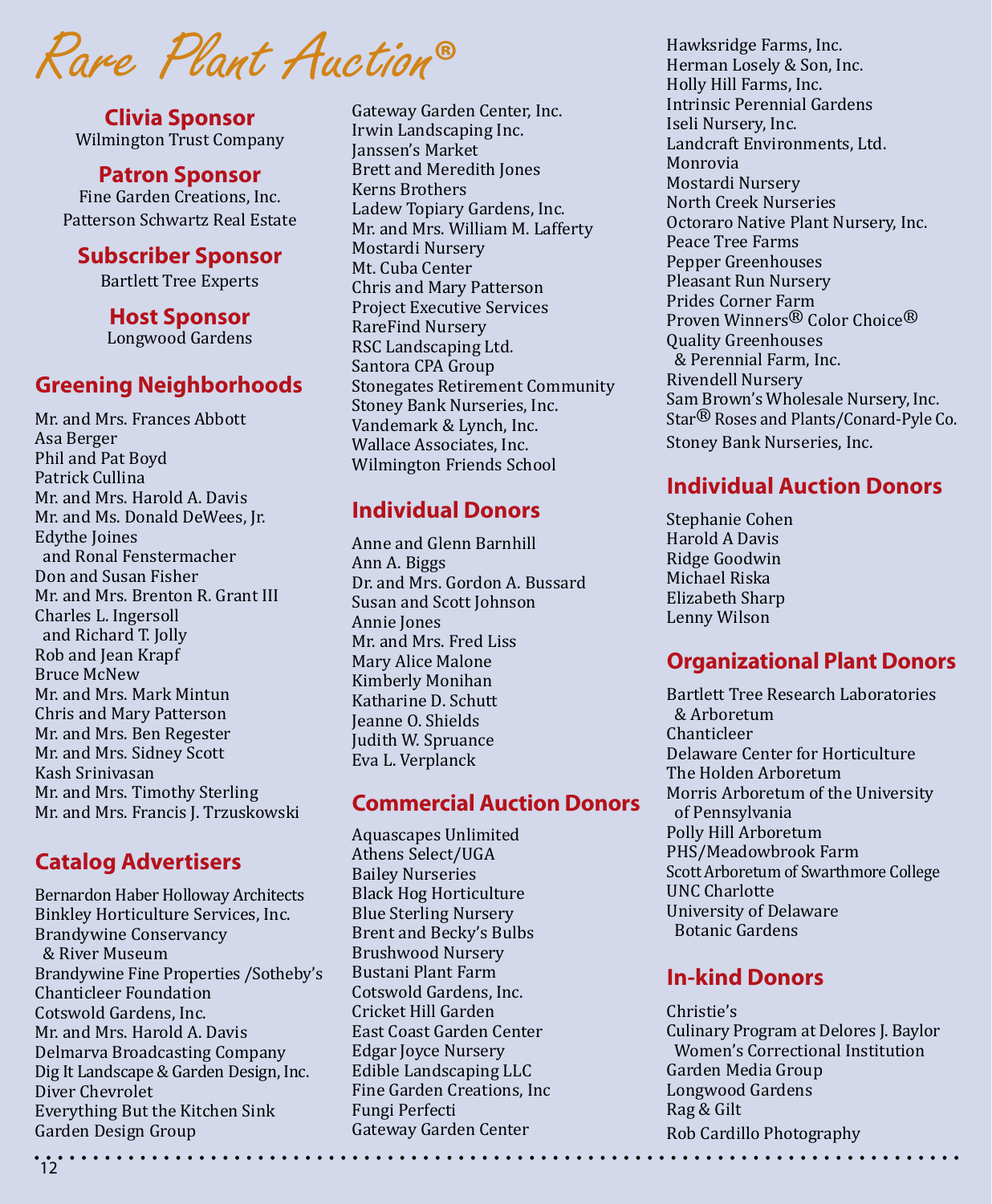# Rare Plant Auction®

## Clivia Sponsor
Wilmington Trust Company

## Patron Sponsor
Fine Garden Creations, Inc.
Patterson Schwartz Real Estate

## Subscriber Sponsor
Bartlett Tree Experts

## Host Sponsor
Longwood Gardens

## Greening Neighborhoods
Mr. and Mrs. Frances Abbott
Asa Berger
Phil and Pat Boyd
Patrick Cullina
Mr. and Mrs. Harold A. Davis
Mr. and Ms. Donald DeWees, Jr.
Edythe Joines
and Ronal Fenstermacher
Don and Susan Fisher
Mr. and Mrs. Brenton R. Grant III
Charles L. Ingersoll
and Richard T. Jolly
Rob and Jean Krapf
Bruce McNew
Mr. and Mrs. Mark Mintun
Chris and Mary Patterson
Mr. and Mrs. Ben Regester
Mr. and Mrs. Sidney Scott
Kash Srinivasan
Mr. and Mrs. Timothy Sterling
Mr. and Mrs. Francis J. Trzuskowski

## Catalog Advertisers
Bernardon Haber Holloway Architects
Binkley Horticulture Services, Inc.
Brandywine Conservancy
& River Museum
Brandywine Fine Properties /Sotheby's
Chanticleer Foundation
Cotswold Gardens, Inc.
Mr. and Mrs. Harold A. Davis
Delmarva Broadcasting Company
Dig It Landscape & Garden Design, Inc.
Diver Chevrolet
Everything But the Kitchen Sink
Garden Design Group
Gateway Garden Center, Inc.
Irwin Landscaping Inc.
Janssen's Market
Brett and Meredith Jones
Kerns Brothers
Ladew Topiary Gardens, Inc.
Mr. and Mrs. William M. Lafferty
Mostardi Nursery
Mt. Cuba Center
Chris and Mary Patterson
Project Executive Services
RareFind Nursery
RSC Landscaping Ltd.
Santora CPA Group
Stonegates Retirement Community
Stoney Bank Nurseries, Inc.
Vandemark & Lynch, Inc.
Wallace Associates, Inc.
Wilmington Friends School

## Individual Donors
Anne and Glenn Barnhill
Ann A. Biggs
Dr. and Mrs. Gordon A. Bussard
Susan and Scott Johnson
Annie Jones
Mr. and Mrs. Fred Liss
Mary Alice Malone
Kimberly Monihan
Katharine D. Schutt
Jeanne O. Shields
Judith W. Spruance
Eva L. Verplanck

## Commercial Auction Donors
Aquascapes Unlimited
Athens Select/UGA
Bailey Nurseries
Black Hog Horticulture
Blue Sterling Nursery
Brent and Becky's Bulbs
Brushwood Nursery
Bustani Plant Farm
Cotswold Gardens, Inc.
Cricket Hill Garden
East Coast Garden Center
Edgar Joyce Nursery
Edible Landscaping LLC
Fine Garden Creations, Inc
Fungi Perfecti
Gateway Garden Center
Hawksridge Farms, Inc.
Herman Losely & Son, Inc.
Holly Hill Farms, Inc.
Intrinsic Perennial Gardens
Iseli Nursery, Inc.
Landcraft Environments, Ltd.
Monrovia
Mostardi Nursery
North Creek Nurseries
Octoraro Native Plant Nursery, Inc.
Peace Tree Farms
Pepper Greenhouses
Pleasant Run Nursery
Prides Corner Farm
Proven Winners® Color Choice®
Quality Greenhouses
& Perennial Farm, Inc.
Rivendell Nursery
Sam Brown's Wholesale Nursery, Inc.
Star® Roses and Plants/Conard-Pyle Co.
Stoney Bank Nurseries, Inc.

## Individual Auction Donors
Stephanie Cohen
Harold A Davis
Ridge Goodwin
Michael Riska
Elizabeth Sharp
Lenny Wilson

## Organizational Plant Donors
Bartlett Tree Research Laboratories
& Arboretum
Chanticleer
Delaware Center for Horticulture
The Holden Arboretum
Morris Arboretum of the University
of Pennsylvania
Polly Hill Arboretum
PHS/Meadowbrook Farm
Scott Arboretum of Swarthmore College
UNC Charlotte
University of Delaware
Botanic Gardens

## In-kind Donors
Christie's
Culinary Program at Delores J. Baylor
Women's Correctional Institution
Garden Media Group
Longwood Gardens
Rag & Gilt
Rob Cardillo Photography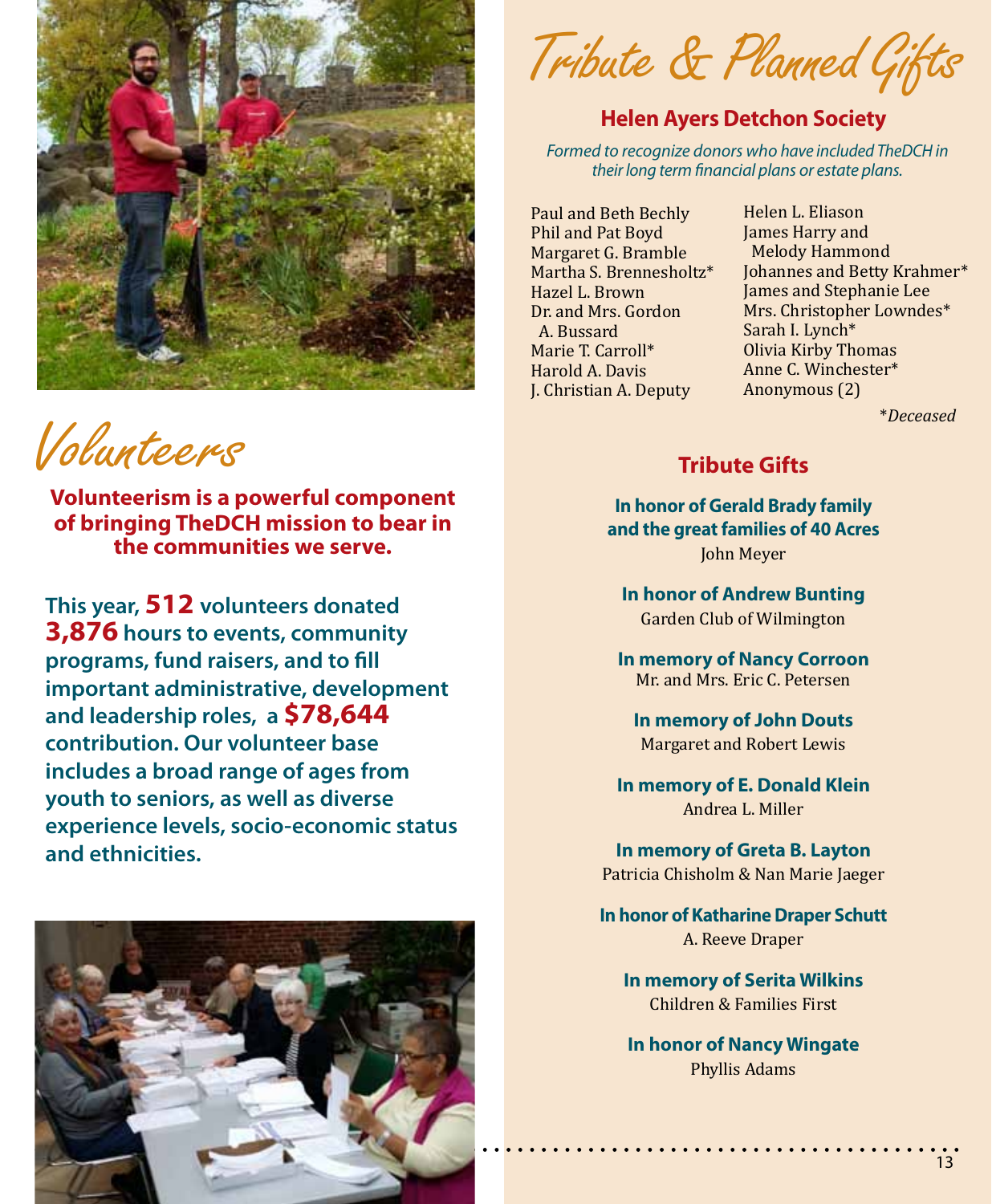# Volunteers

**Volunteerism is a powerful component of bringing TheDCH mission to bear in the communities we serve.**

**This year, 512 volunteers donated 3,876 hours to events, community programs, fund raisers, and to fill important administrative, development and leadership roles, a $78,644 contribution. Our volunteer base includes a broad range of ages from youth to seniors, as well as diverse experience levels, socio-economic status and ethnicities.**

# Tribute & Planned Gifts

## Helen Ayers Detchon Society

*Formed to recognize donors who have included TheDCH in their long term financial plans or estate plans.*

Paul and Beth Bechly
Phil and Pat Boyd
Margaret G. Bramble
Martha S. Brennesholtz*
Hazel L. Brown
Dr. and Mrs. Gordon A. Bussard
Marie T. Carroll*
Harold A. Davis
J. Christian A. Deputy
Helen L. Eliason
James Harry and Melody Hammond
Johannes and Betty Krahmer*
James and Stephanie Lee
Mrs. Christopher Lowndes*
Sarah I. Lynch*
Olivia Kirby Thomas
Anne C. Winchester*
Anonymous (2)

*\*Deceased*

## Tribute Gifts

**In honor of Gerald Brady family and the great families of 40 Acres**
John Meyer

**In honor of Andrew Bunting**
Garden Club of Wilmington

**In memory of Nancy Corroon**
Mr. and Mrs. Eric C. Petersen

**In memory of John Douts**
Margaret and Robert Lewis

**In memory of E. Donald Klein**
Andrea L. Miller

**In memory of Greta B. Layton**
Patricia Chisholm & Nan Marie Jaeger

**In honor of Katharine Draper Schutt**
A. Reeve Draper

**In memory of Serita Wilkins**
Children & Families First

**In honor of Nancy Wingate**
Phyllis Adams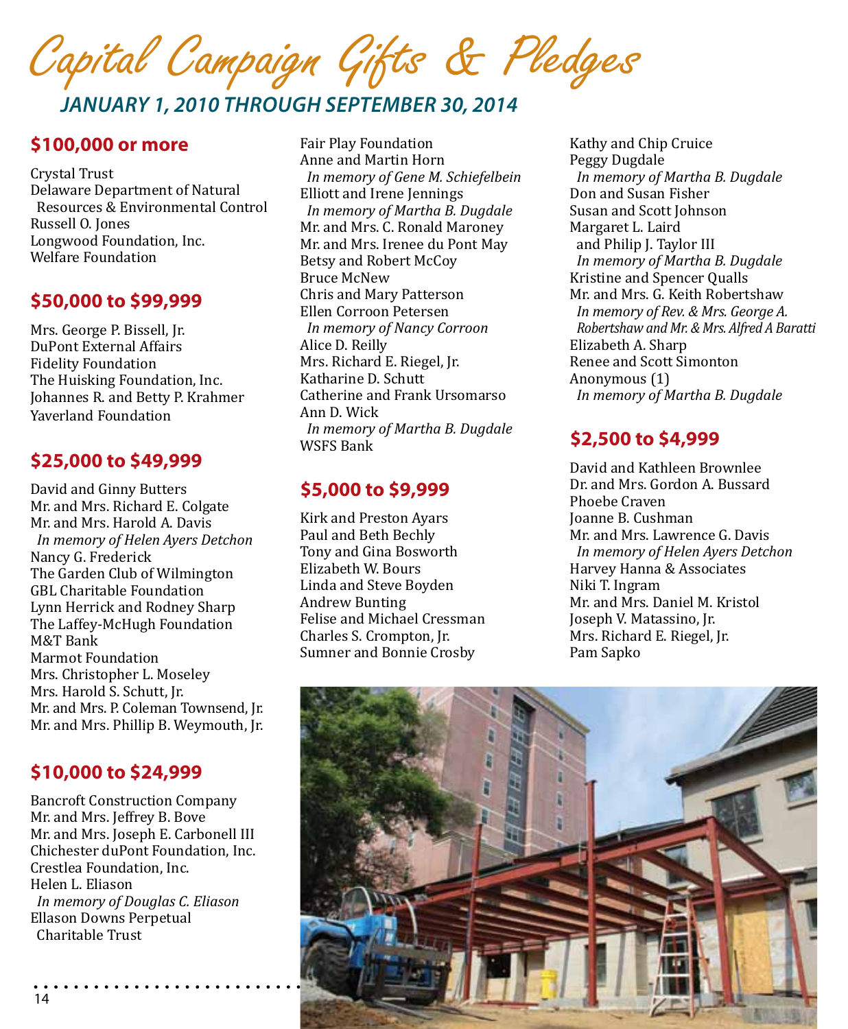# Capital Campaign Gifts & Pledges

## JANUARY 1, 2010 THROUGH SEPTEMBER 30, 2014

### $100,000 or more

Crystal Trust
Delaware Department of Natural Resources & Environmental Control
Russell O. Jones
Longwood Foundation, Inc.
Welfare Foundation

### $50,000 to $99,999

Mrs. George P. Bissell, Jr.
DuPont External Affairs
Fidelity Foundation
The Huisking Foundation, Inc.
Johannes R. and Betty P. Krahmer
Yaverland Foundation

### $25,000 to $49,999

David and Ginny Butters
Mr. and Mrs. Richard E. Colgate
Mr. and Mrs. Harold A. Davis
*In memory of Helen Ayers Detchon*
Nancy G. Frederick
The Garden Club of Wilmington
GBL Charitable Foundation
Lynn Herrick and Rodney Sharp
The Laffey-McHugh Foundation
M&T Bank
Marmot Foundation
Mrs. Christopher L. Moseley
Mrs. Harold S. Schutt, Jr.
Mr. and Mrs. P. Coleman Townsend, Jr.
Mr. and Mrs. Phillip B. Weymouth, Jr.

### $10,000 to $24,999

Bancroft Construction Company
Mr. and Mrs. Jeffrey B. Bove
Mr. and Mrs. Joseph E. Carbonell III
Chichester duPont Foundation, Inc.
Crestlea Foundation, Inc.
Helen L. Eliason
*In memory of Douglas C. Eliason*
Ellason Downs Perpetual Charitable Trust
Fair Play Foundation
Anne and Martin Horn
*In memory of Gene M. Schiefelbein*
Elliott and Irene Jennings
*In memory of Martha B. Dugdale*
Mr. and Mrs. C. Ronald Maroney
Mr. and Mrs. Irenee du Pont May
Betsy and Robert McCoy
Bruce McNew
Chris and Mary Patterson
Ellen Corroon Petersen
*In memory of Nancy Corroon*
Alice D. Reilly
Mrs. Richard E. Riegel, Jr.
Katharine D. Schutt
Catherine and Frank Ursomarso
Ann D. Wick
*In memory of Martha B. Dugdale*
WSFS Bank

### $5,000 to $9,999

Kirk and Preston Ayars
Paul and Beth Bechly
Tony and Gina Bosworth
Elizabeth W. Bours
Linda and Steve Boyden
Andrew Bunting
Felise and Michael Cressman
Charles S. Crompton, Jr.
Sumner and Bonnie Crosby
Kathy and Chip Cruice
Peggy Dugdale
*In memory of Martha B. Dugdale*
Don and Susan Fisher
Susan and Scott Johnson
Margaret L. Laird and Philip J. Taylor III
*In memory of Martha B. Dugdale*
Kristine and Spencer Qualls
Mr. and Mrs. G. Keith Robertshaw
*In memory of Rev. & Mrs. George A. Robertshaw and Mr. & Mrs. Alfred A Baratti*
Elizabeth A. Sharp
Renee and Scott Simonton
Anonymous (1)
*In memory of Martha B. Dugdale*

### $2,500 to $4,999

David and Kathleen Brownlee
Dr. and Mrs. Gordon A. Bussard
Phoebe Craven
Joanne B. Cushman
Mr. and Mrs. Lawrence G. Davis
*In memory of Helen Ayers Detchon*
Harvey Hanna & Associates
Niki T. Ingram
Mr. and Mrs. Daniel M. Kristol
Joseph V. Matassino, Jr.
Mrs. Richard E. Riegel, Jr.
Pam Sapko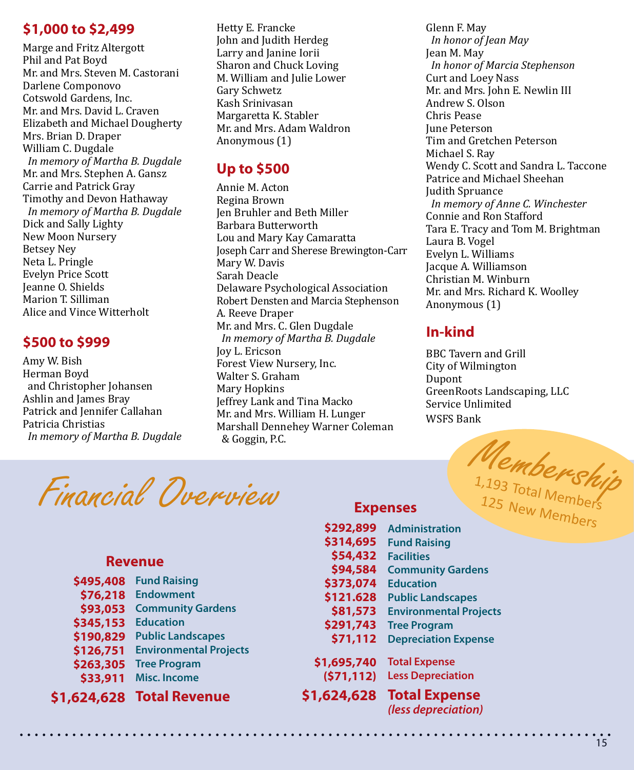## $1,000 to $2,499

Marge and Fritz Altergott
Phil and Pat Boyd
Mr. and Mrs. Steven M. Castorani
Darlene Componovo
Cotswold Gardens, Inc.
Mr. and Mrs. David L. Craven
Elizabeth and Michael Dougherty
Mrs. Brian D. Draper
William C. Dugdale
*In memory of Martha B. Dugdale*
Mr. and Mrs. Stephen A. Gansz
Carrie and Patrick Gray
Timothy and Devon Hathaway
*In memory of Martha B. Dugdale*
Dick and Sally Lighty
New Moon Nursery
Betsey Ney
Neta L. Pringle
Evelyn Price Scott
Jeanne O. Shields
Marion T. Silliman
Alice and Vince Witterholt

## $500 to $999

Amy W. Bish
Herman Boyd
and Christopher Johansen
Ashlin and James Bray
Patrick and Jennifer Callahan
Patricia Christias
*In memory of Martha B. Dugdale*
Hetty E. Francke
John and Judith Herdeg
Larry and Janine Iorii
Sharon and Chuck Loving
M. William and Julie Lower
Gary Schwetz
Kash Srinivasan
Margaretta K. Stabler
Mr. and Mrs. Adam Waldron
Anonymous (1)

## Up to $500

Annie M. Acton
Regina Brown
Jen Bruhler and Beth Miller
Barbara Butterworth
Lou and Mary Kay Camaratta
Joseph Carr and Sherese Brewington-Carr
Mary W. Davis
Sarah Deacle
Delaware Psychological Association
Robert Densten and Marcia Stephenson
A. Reeve Draper
Mr. and Mrs. C. Glen Dugdale
*In memory of Martha B. Dugdale*
Joy L. Ericson
Forest View Nursery, Inc.
Walter S. Graham
Mary Hopkins
Jeffrey Lank and Tina Macko
Mr. and Mrs. William H. Lunger
Marshall Dennehey Warner Coleman
& Goggin, P.C.
Glenn F. May
*In honor of Jean May*
Jean M. May
*In honor of Marcia Stephenson*
Curt and Loey Nass
Mr. and Mrs. John E. Newlin III
Andrew S. Olson
Chris Pease
June Peterson
Tim and Gretchen Peterson
Michael S. Ray
Wendy C. Scott and Sandra L. Taccone
Patrice and Michael Sheehan
Judith Spruance
*In memory of Anne C. Winchester*
Connie and Ron Stafford
Tara E. Tracy and Tom M. Brightman
Laura B. Vogel
Evelyn L. Williams
Jacque A. Williamson
Christian M. Winburn
Mr. and Mrs. Richard K. Woolley
Anonymous (1)

## In-kind

BBC Tavern and Grill
City of Wilmington
Dupont
GreenRoots Landscaping, LLC
Service Unlimited
WSFS Bank

## Membership

1,193 Total Members
125 New Members

# Financial Overview

### Revenue

| | |
|---:|---|
| $495,408 | Fund Raising |
| $76,218 | Endowment |
| $93,053 | Community Gardens |
| $345,153 | Education |
| $190,829 | Public Landscapes |
| $126,751 | Environmental Projects |
| $263,305 | Tree Program |
| $33,911 | Misc. Income |
| **$1,624,628** | **Total Revenue** |

### Expenses

| | |
|---:|---|
| $292,899 | Administration |
| $314,695 | Fund Raising |
| $54,432 | Facilities |
| $94,584 | Community Gardens |
| $373,074 | Education |
| $121.628 | Public Landscapes |
| $81,573 | Environmental Projects |
| $291,743 | Tree Program |
| $71,112 | Depreciation Expense |
| $1,695,740 | Total Expense |
| ($71,112) | Less Depreciation |
| **$1,624,628** | **Total Expense** *(less depreciation)* |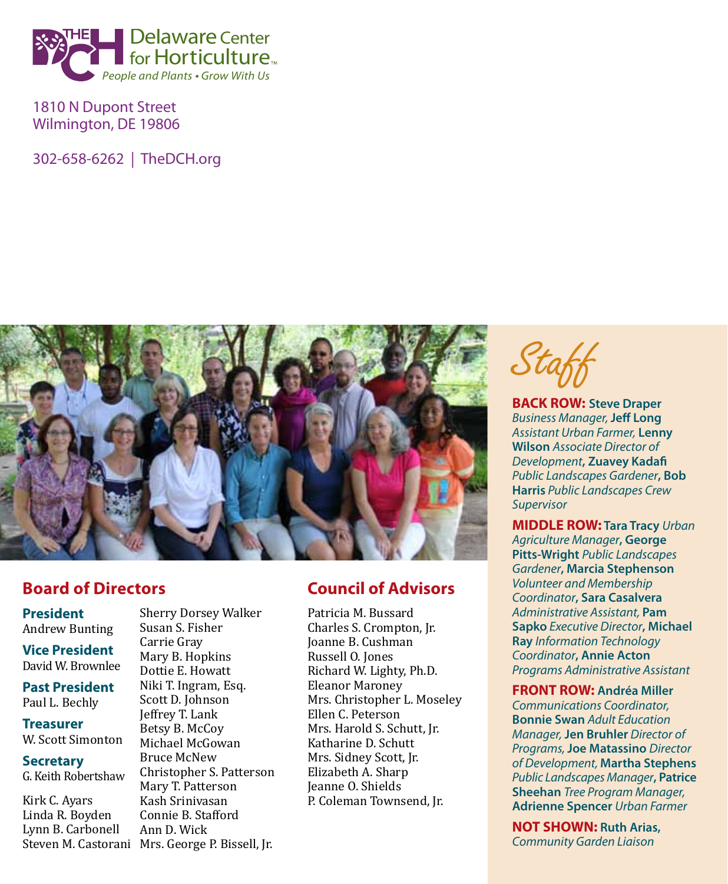Delaware Center for Horticulture
People and Plants • Grow With Us

1810 N Dupont Street
Wilmington, DE 19806

302-658-6262 | TheDCH.org

## Board of Directors

**President**
Andrew Bunting

**Vice President**
David W. Brownlee

**Past President**
Paul L. Bechly

**Treasurer**
W. Scott Simonton

**Secretary**
G. Keith Robertshaw

Kirk C. Ayars
Linda R. Boyden
Lynn B. Carbonell
Steven M. Castorani
Sherry Dorsey Walker
Susan S. Fisher
Carrie Gray
Mary B. Hopkins
Dottie E. Howatt
Niki T. Ingram, Esq.
Scott D. Johnson
Jeffrey T. Lank
Betsy B. McCoy
Michael McGowan
Bruce McNew
Christopher S. Patterson
Mary T. Patterson
Kash Srinivasan
Connie B. Stafford
Ann D. Wick
Mrs. George P. Bissell, Jr.

## Council of Advisors

Patricia M. Bussard
Charles S. Crompton, Jr.
Joanne B. Cushman
Russell O. Jones
Richard W. Lighty, Ph.D.
Eleanor Maroney
Mrs. Christopher L. Moseley
Ellen C. Peterson
Mrs. Harold S. Schutt, Jr.
Katharine D. Schutt
Mrs. Sidney Scott, Jr.
Elizabeth A. Sharp
Jeanne O. Shields
P. Coleman Townsend, Jr.

## Staff

**BACK ROW: Steve Draper** *Business Manager,* **Jeff Long** *Assistant Urban Farmer,* **Lenny Wilson** *Associate Director of Development*, **Zuavey Kadafi** *Public Landscapes Gardener*, **Bob Harris** *Public Landscapes Crew Supervisor*

**MIDDLE ROW: Tara Tracy** *Urban Agriculture Manager*, **George Pitts-Wright** *Public Landscapes Gardener*, **Marcia Stephenson** *Volunteer and Membership Coordinator*, **Sara Casalvera** *Administrative Assistant,* **Pam Sapko** *Executive Director*, **Michael Ray** *Information Technology Coordinator*, **Annie Acton** *Programs Administrative Assistant*

**FRONT ROW: Andréa Miller** *Communications Coordinator,* **Bonnie Swan** *Adult Education Manager,* **Jen Bruhler** *Director of Programs,* **Joe Matassino** *Director of Development,* **Martha Stephens** *Public Landscapes Manager*, **Patrice Sheehan** *Tree Program Manager,* **Adrienne Spencer** *Urban Farmer*

**NOT SHOWN: Ruth Arias,** *Community Garden Liaison*